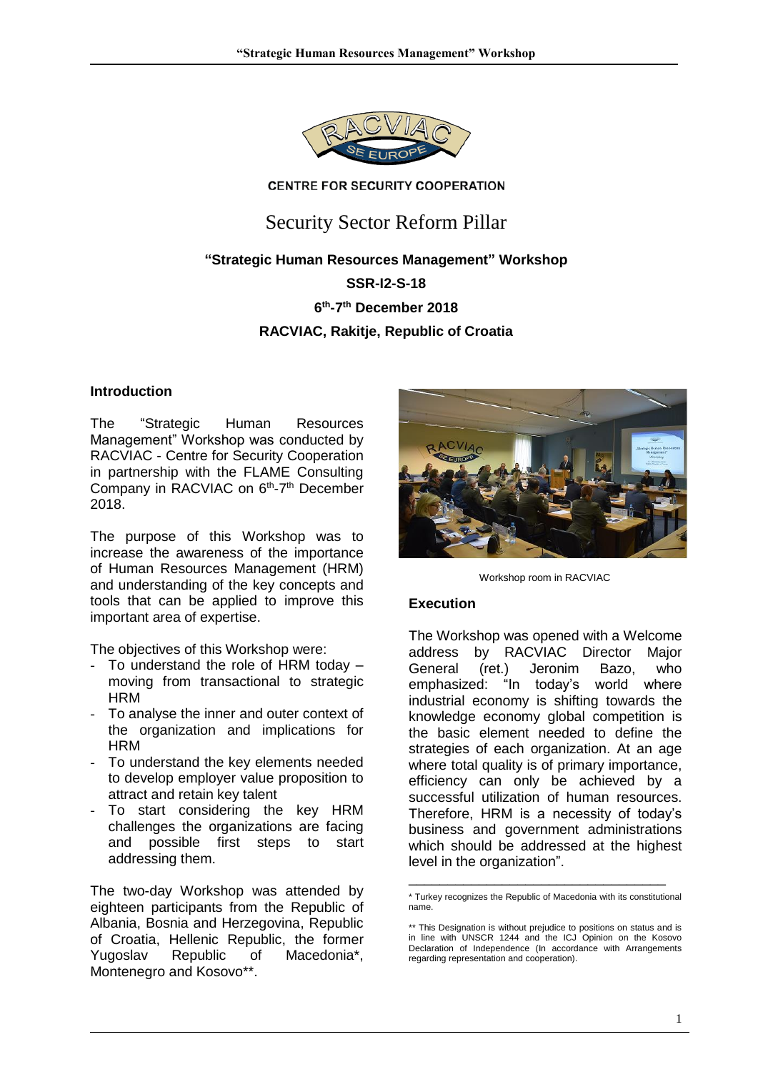CENTRE FOR SECURITY COOPERATION

# Security Sector Reform Pillar

**"Strategic Human Resources Management" Workshop**

**SSR-I2-S-18**

**6th-7th December 2018**

**RACVIAC, Rakitje, Republic of Croatia**

## Introduction

The "Strategic Human Resources Management" Workshop was conducted by RACVIAC - Centre for Security Cooperation in partnership with the FLAME Consulting Company in RACVIAC on 6th-7th December 2018.

The purpose of this Workshop was to increase the awareness of the importance of Human Resources Management (HRM) and understanding of the key concepts and tools that can be applied to improve this important area of expertise.

The objectives of this Workshop were:

- To understand the role of HRM today – moving from transactional to strategic HRM
- To analyse the inner and outer context of the organization and implications for HRM
- To understand the key elements needed to develop employer value proposition to attract and retain key talent
- To start considering the key HRM challenges the organizations are facing and possible first steps to start addressing them.

The two-day Workshop was attended by eighteen participants from the Republic of Albania, Bosnia and Herzegovina, Republic of Croatia, Hellenic Republic, the former Yugoslav Republic of Macedonia*, Montenegro and Kosovo**.

Workshop room in RACVIAC

## Execution

The Workshop was opened with a Welcome address by RACVIAC Director Major General (ret.) Jeronim Bazo, who emphasized: "In today's world where industrial economy is shifting towards the knowledge economy global competition is the basic element needed to define the strategies of each organization. At an age where total quality is of primary importance, efficiency can only be achieved by a successful utilization of human resources. Therefore, HRM is a necessity of today's business and government administrations which should be addressed at the highest level in the organization".

---

* Turkey recognizes the Republic of Macedonia with its constitutional name.

** This Designation is without prejudice to positions on status and is in line with UNSCR 1244 and the ICJ Opinion on the Kosovo Declaration of Independence (In accordance with Arrangements regarding representation and cooperation).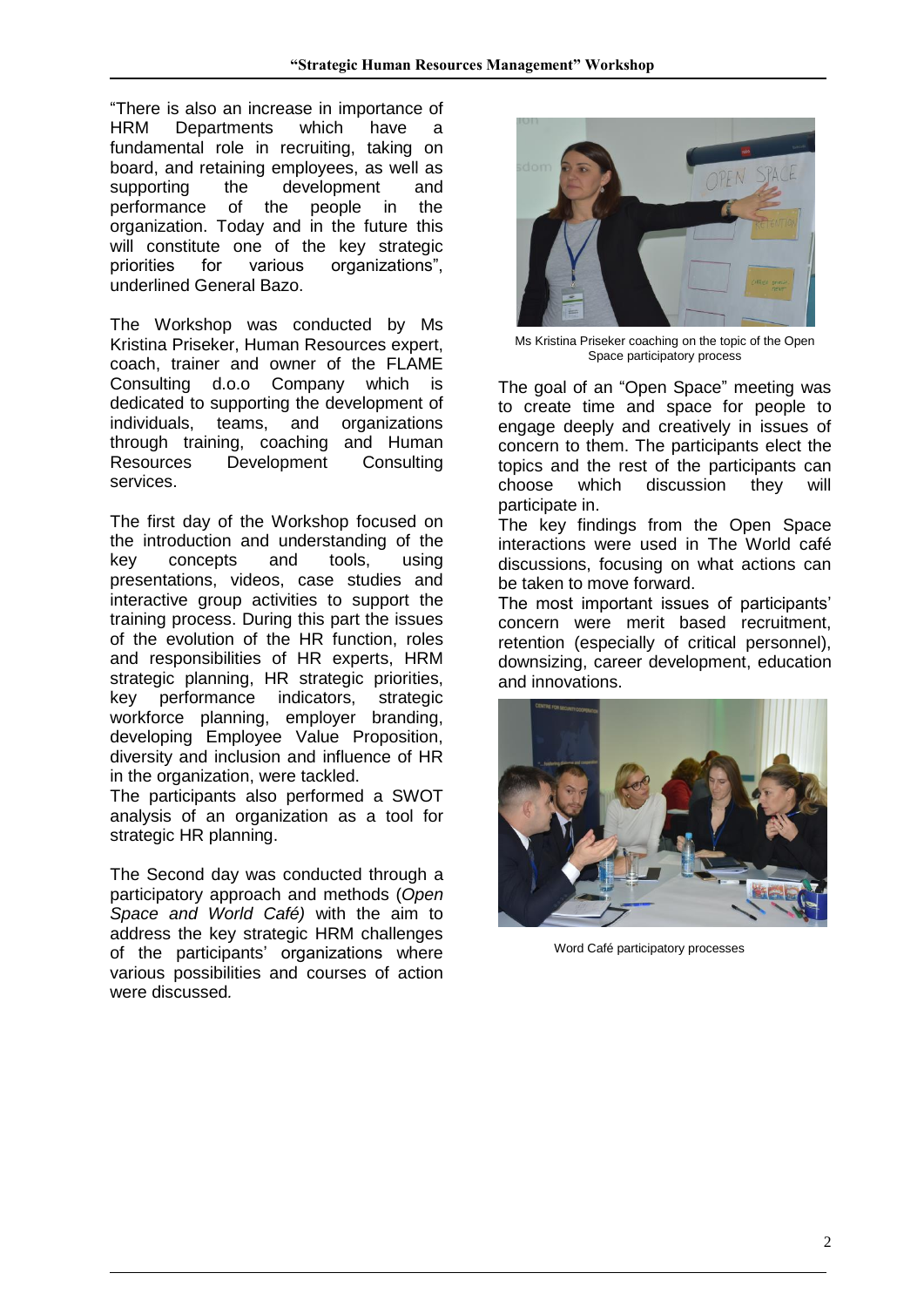"There is also an increase in importance of HRM Departments which have a fundamental role in recruiting, taking on board, and retaining employees, as well as supporting the development and performance of the people in the organization. Today and in the future this will constitute one of the key strategic priorities for various organizations", underlined General Bazo.

The Workshop was conducted by Ms Kristina Priseker, Human Resources expert, coach, trainer and owner of the FLAME Consulting d.o.o Company which is dedicated to supporting the development of individuals, teams, and organizations through training, coaching and Human Resources Development Consulting services.

The first day of the Workshop focused on the introduction and understanding of the key concepts and tools, using presentations, videos, case studies and interactive group activities to support the training process. During this part the issues of the evolution of the HR function, roles and responsibilities of HR experts, HRM strategic planning, HR strategic priorities, key performance indicators, strategic workforce planning, employer branding, developing Employee Value Proposition, diversity and inclusion and influence of HR in the organization, were tackled.

The participants also performed a SWOT analysis of an organization as a tool for strategic HR planning.

The Second day was conducted through a participatory approach and methods (*Open Space and World Café)* with the aim to address the key strategic HRM challenges of the participants' organizations where various possibilities and courses of action were discussed*.*

Ms Kristina Priseker coaching on the topic of the Open Space participatory process

The goal of an "Open Space" meeting was to create time and space for people to engage deeply and creatively in issues of concern to them. The participants elect the topics and the rest of the participants can choose which discussion they will participate in.

The key findings from the Open Space interactions were used in The World café discussions, focusing on what actions can be taken to move forward.

The most important issues of participants' concern were merit based recruitment, retention (especially of critical personnel), downsizing, career development, education and innovations.

Word Café participatory processes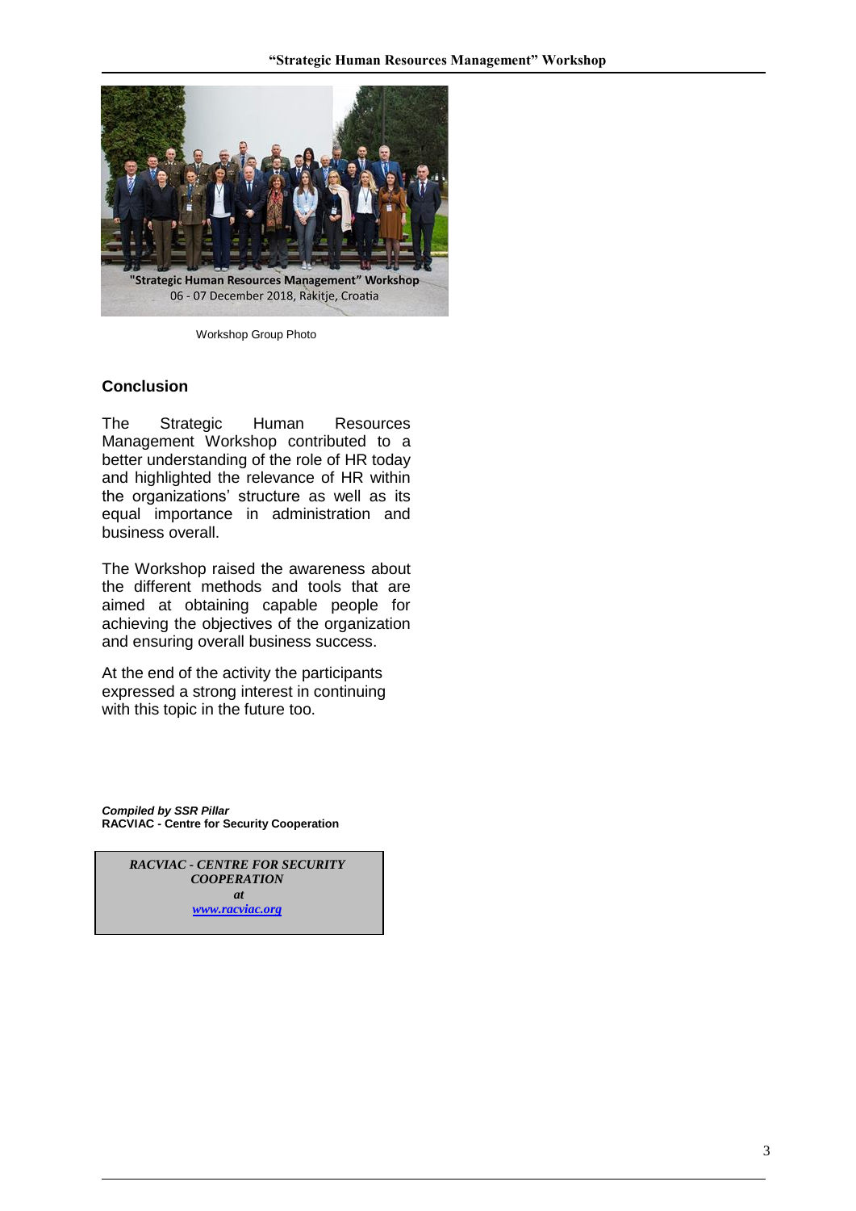Workshop Group Photo

## Conclusion

The Strategic Human Resources Management Workshop contributed to a better understanding of the role of HR today and highlighted the relevance of HR within the organizations' structure as well as its equal importance in administration and business overall.

The Workshop raised the awareness about the different methods and tools that are aimed at obtaining capable people for achieving the objectives of the organization and ensuring overall business success.

At the end of the activity the participants expressed a strong interest in continuing with this topic in the future too.

***Compiled by SSR Pillar***
**RACVIAC - Centre for Security Cooperation**

***RACVIAC - CENTRE FOR SECURITY COOPERATION***
***at***
***www.racviac.org***